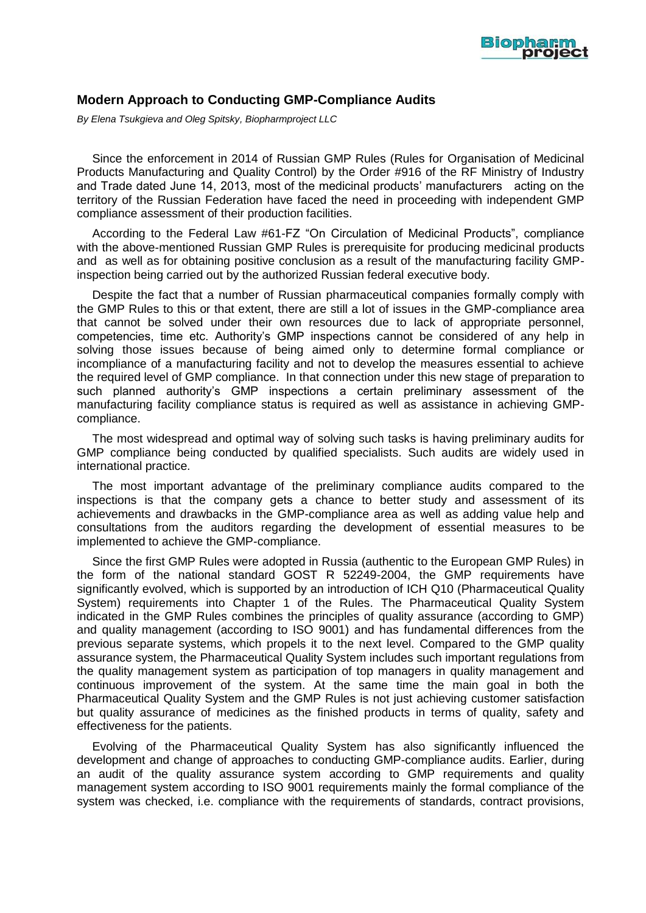## Modern Approach to Conducting GMP-Compliance Audits

*By Elena Tsukgieva and Oleg Spitsky, Biopharmproject LLC*

Since the enforcement in 2014 of Russian GMP Rules (Rules for Organisation of Medicinal Products Manufacturing and Quality Control) by the Order #916 of the RF Ministry of Industry and Trade dated June 14, 2013, most of the medicinal products' manufacturers acting on the territory of the Russian Federation have faced the need in proceeding with independent GMP compliance assessment of their production facilities.

According to the Federal Law #61-FZ "On Circulation of Medicinal Products", compliance with the above-mentioned Russian GMP Rules is prerequisite for producing medicinal products and as well as for obtaining positive conclusion as a result of the manufacturing facility GMP-inspection being carried out by the authorized Russian federal executive body.

Despite the fact that a number of Russian pharmaceutical companies formally comply with the GMP Rules to this or that extent, there are still a lot of issues in the GMP-compliance area that cannot be solved under their own resources due to lack of appropriate personnel, competencies, time etc. Authority's GMP inspections cannot be considered of any help in solving those issues because of being aimed only to determine formal compliance or incompliance of a manufacturing facility and not to develop the measures essential to achieve the required level of GMP compliance. In that connection under this new stage of preparation to such planned authority's GMP inspections a certain preliminary assessment of the manufacturing facility compliance status is required as well as assistance in achieving GMP-compliance.

The most widespread and optimal way of solving such tasks is having preliminary audits for GMP compliance being conducted by qualified specialists. Such audits are widely used in international practice.

The most important advantage of the preliminary compliance audits compared to the inspections is that the company gets a chance to better study and assessment of its achievements and drawbacks in the GMP-compliance area as well as adding value help and consultations from the auditors regarding the development of essential measures to be implemented to achieve the GMP-compliance.

Since the first GMP Rules were adopted in Russia (authentic to the European GMP Rules) in the form of the national standard GOST R 52249-2004, the GMP requirements have significantly evolved, which is supported by an introduction of ICH Q10 (Pharmaceutical Quality System) requirements into Chapter 1 of the Rules. The Pharmaceutical Quality System indicated in the GMP Rules combines the principles of quality assurance (according to GMP) and quality management (according to ISO 9001) and has fundamental differences from the previous separate systems, which propels it to the next level. Compared to the GMP quality assurance system, the Pharmaceutical Quality System includes such important regulations from the quality management system as participation of top managers in quality management and continuous improvement of the system. At the same time the main goal in both the Pharmaceutical Quality System and the GMP Rules is not just achieving customer satisfaction but quality assurance of medicines as the finished products in terms of quality, safety and effectiveness for the patients.

Evolving of the Pharmaceutical Quality System has also significantly influenced the development and change of approaches to conducting GMP-compliance audits. Earlier, during an audit of the quality assurance system according to GMP requirements and quality management system according to ISO 9001 requirements mainly the formal compliance of the system was checked, i.e. compliance with the requirements of standards, contract provisions,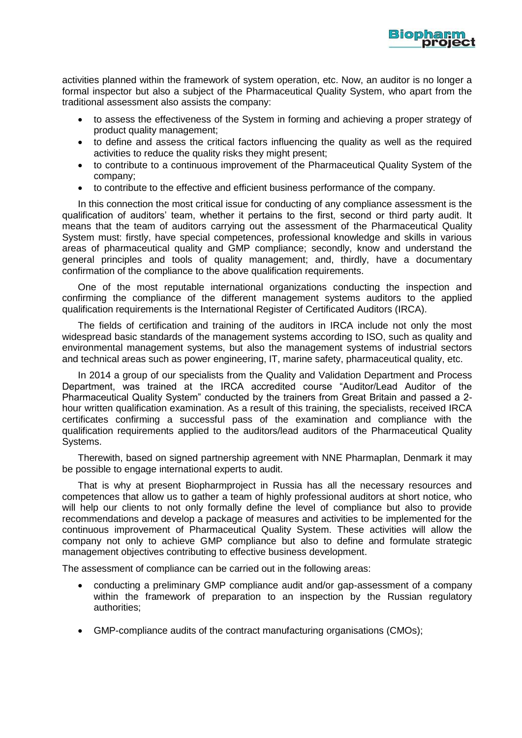activities planned within the framework of system operation, etc. Now, an auditor is no longer a formal inspector but also a subject of the Pharmaceutical Quality System, who apart from the traditional assessment also assists the company:

- to assess the effectiveness of the System in forming and achieving a proper strategy of product quality management;
- to define and assess the critical factors influencing the quality as well as the required activities to reduce the quality risks they might present;
- to contribute to a continuous improvement of the Pharmaceutical Quality System of the company;
- to contribute to the effective and efficient business performance of the company.

In this connection the most critical issue for conducting of any compliance assessment is the qualification of auditors' team, whether it pertains to the first, second or third party audit. It means that the team of auditors carrying out the assessment of the Pharmaceutical Quality System must: firstly, have special competences, professional knowledge and skills in various areas of pharmaceutical quality and GMP compliance; secondly, know and understand the general principles and tools of quality management; and, thirdly, have a documentary confirmation of the compliance to the above qualification requirements.

One of the most reputable international organizations conducting the inspection and confirming the compliance of the different management systems auditors to the applied qualification requirements is the International Register of Certificated Auditors (IRCA).

The fields of certification and training of the auditors in IRCA include not only the most widespread basic standards of the management systems according to ISO, such as quality and environmental management systems, but also the management systems of industrial sectors and technical areas such as power engineering, IT, marine safety, pharmaceutical quality, etc.

In 2014 a group of our specialists from the Quality and Validation Department and Process Department, was trained at the IRCA accredited course "Auditor/Lead Auditor of the Pharmaceutical Quality System" conducted by the trainers from Great Britain and passed a 2-hour written qualification examination. As a result of this training, the specialists, received IRCA certificates confirming a successful pass of the examination and compliance with the qualification requirements applied to the auditors/lead auditors of the Pharmaceutical Quality Systems.

Therewith, based on signed partnership agreement with NNE Pharmaplan, Denmark it may be possible to engage international experts to audit.

That is why at present Biopharmproject in Russia has all the necessary resources and competences that allow us to gather a team of highly professional auditors at short notice, who will help our clients to not only formally define the level of compliance but also to provide recommendations and develop a package of measures and activities to be implemented for the continuous improvement of Pharmaceutical Quality System. These activities will allow the company not only to achieve GMP compliance but also to define and formulate strategic management objectives contributing to effective business development.

The assessment of compliance can be carried out in the following areas:

- conducting a preliminary GMP compliance audit and/or gap-assessment of a company within the framework of preparation to an inspection by the Russian regulatory authorities;
- GMP-compliance audits of the contract manufacturing organisations (CMOs);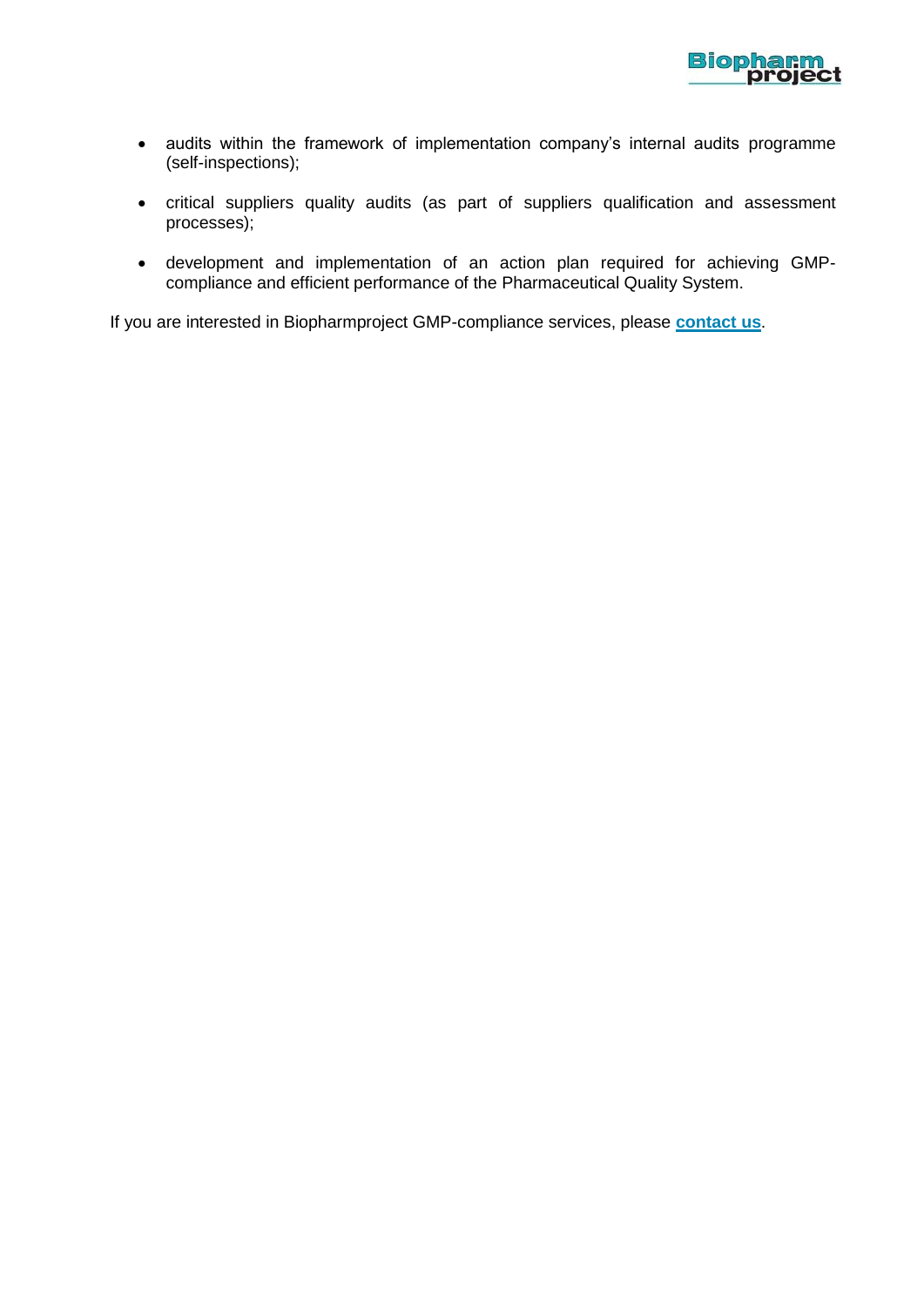- audits within the framework of implementation company's internal audits programme (self-inspections);
- critical suppliers quality audits (as part of suppliers qualification and assessment processes);
- development and implementation of an action plan required for achieving GMP-compliance and efficient performance of the Pharmaceutical Quality System.

If you are interested in Biopharmproject GMP-compliance services, please **contact us**.